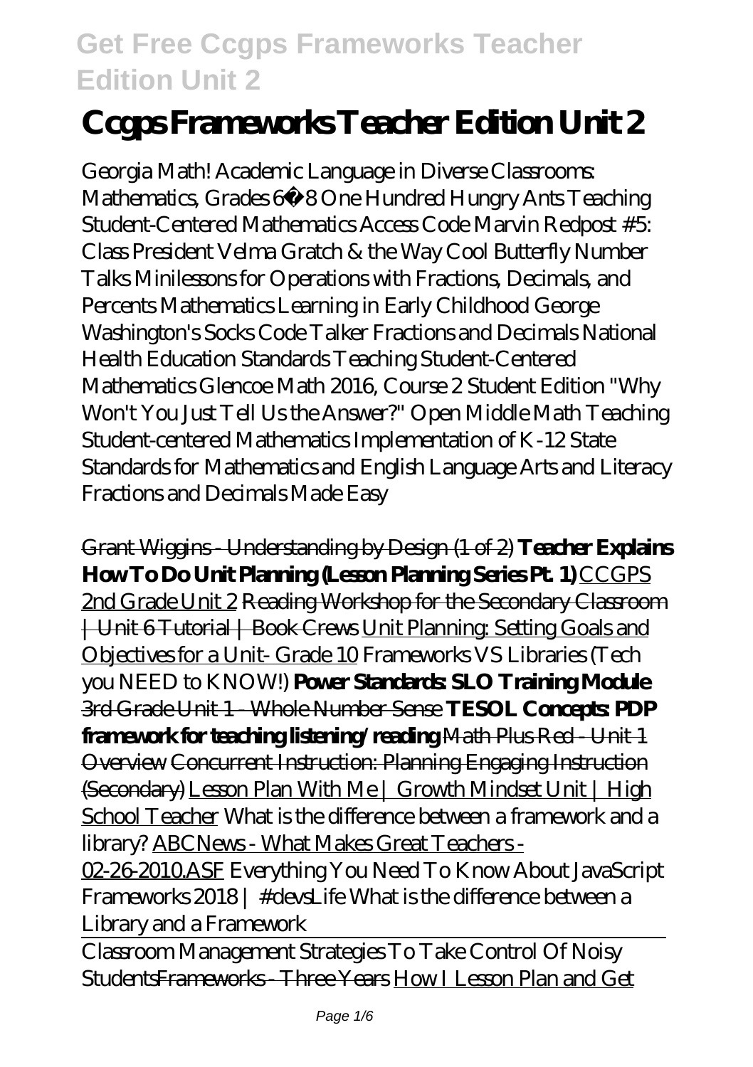# Ccgps Frameworks Teacher Edition Unit 2

Georgia Math! Academic Language in Diverse Classrooms: Mathematics, Grades 6–8 One Hundred Hungry Ants Teaching Student-Centered Mathematics Access Code Marvin Redpost #5: Class President Velma Gratch & the Way Cool Butterfly Number Talks Minilessons for Operations with Fractions, Decimals, and Percents Mathematics Learning in Early Childhood George Washington's Socks Code Talker Fractions and Decimals National Health Education Standards Teaching Student-Centered Mathematics Glencoe Math 2016, Course 2 Student Edition "Why Won't You Just Tell Us the Answer?" Open Middle Math Teaching Student-centered Mathematics Implementation of K-12 State Standards for Mathematics and English Language Arts and Literacy Fractions and Decimals Made Easy

Grant Wiggins - Understanding by Design (1 of 2) **Teacher Explains How To Do Unit Planning (Lesson Planning Series Pt. 1)** CCGPS 2nd Grade Unit 2 Reading Workshop for the Secondary Classroom | Unit 6 Tutorial | Book Crews Unit Planning: Setting Goals and Objectives for a Unit- Grade 10 *Frameworks VS Libraries (Tech you NEED to KNOW!)* **Power Standards: SLO Training Module** 3rd Grade Unit 1 - Whole Number Sense **TESOL Concepts: PDP framework for teaching listening/reading** Math Plus Red - Unit 1 Overview Concurrent Instruction: Planning Engaging Instruction (Secondary) Lesson Plan With Me | Growth Mindset Unit | High School Teacher *What is the difference between a framework and a library?* ABCNews - What Makes Great Teachers - 02-26-2010.ASF *Everything You Need To Know About JavaScript Frameworks 2018 | #devsLife What is the difference between a Library and a Framework*

Classroom Management Strategies To Take Control Of Noisy StudentsFrameworks - Three Years How I Lesson Plan and Get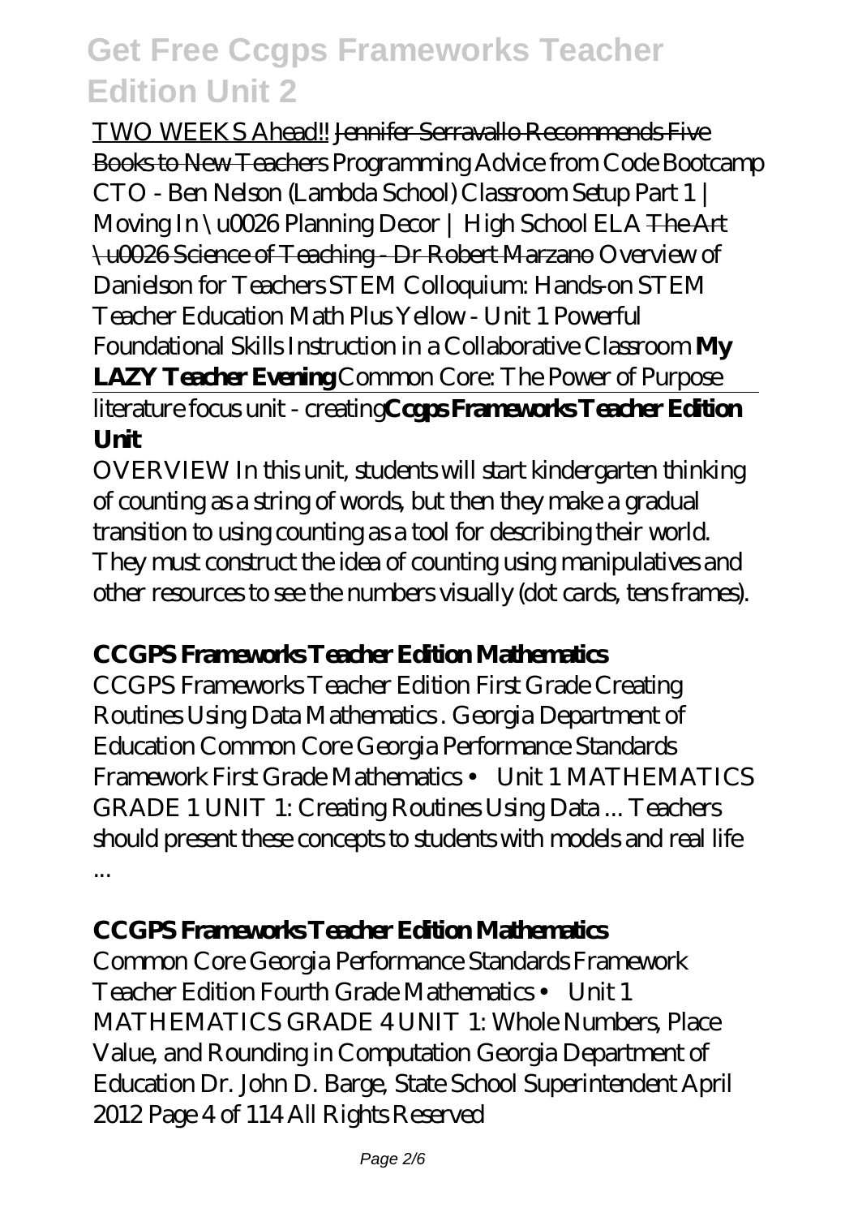TWO WEEKS Ahead!! ~~Jennifer Serravallo Recommends Five Books to New Teachers~~ *Programming Advice from Code Bootcamp CTO - Ben Nelson (Lambda School)* *Classroom Setup Part 1 | Moving In \u0026 Planning Decor | High School ELA* ~~The Art \u0026 Science of Teaching - Dr Robert Marzano~~ *Overview of Danielson for Teachers* *STEM Colloquium: Hands-on STEM Teacher Education* *Math Plus Yellow - Unit 1* *Powerful Foundational Skills Instruction in a Collaborative Classroom* **My LAZY Teacher Evening** *Common Core: The Power of Purpose*

*literature focus unit - creating* **Ccgps Frameworks Teacher Edition Unit**

OVERVIEW In this unit, students will start kindergarten thinking of counting as a string of words, but then they make a gradual transition to using counting as a tool for describing their world. They must construct the idea of counting using manipulatives and other resources to see the numbers visually (dot cards, tens frames).

### CCGPS Frameworks Teacher Edition Mathematics

CCGPS Frameworks Teacher Edition First Grade Creating Routines Using Data Mathematics . Georgia Department of Education Common Core Georgia Performance Standards Framework First Grade Mathematics • Unit 1 MATHEMATICS GRADE 1 UNIT 1: Creating Routines Using Data ... Teachers should present these concepts to students with models and real life ...

### CCGPS Frameworks Teacher Edition Mathematics

Common Core Georgia Performance Standards Framework Teacher Edition Fourth Grade Mathematics • Unit 1 MATHEMATICS GRADE 4 UNIT 1: Whole Numbers, Place Value, and Rounding in Computation Georgia Department of Education Dr. John D. Barge, State School Superintendent April 2012 Page 4 of 114 All Rights Reserved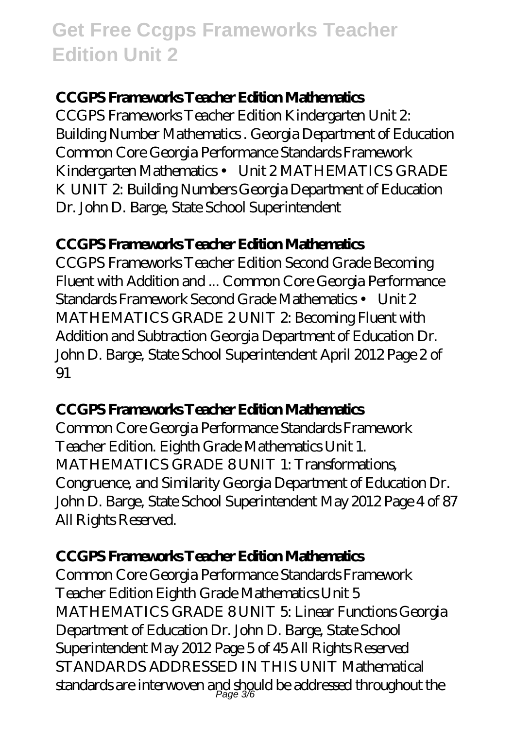### CCGPS Frameworks Teacher Edition Mathematics

CCGPS Frameworks Teacher Edition Kindergarten Unit 2: Building Number Mathematics . Georgia Department of Education Common Core Georgia Performance Standards Framework Kindergarten Mathematics • Unit 2 MATHEMATICS GRADE K UNIT 2: Building Numbers Georgia Department of Education Dr. John D. Barge, State School Superintendent

### CCGPS Frameworks Teacher Edition Mathematics

CCGPS Frameworks Teacher Edition Second Grade Becoming Fluent with Addition and ... Common Core Georgia Performance Standards Framework Second Grade Mathematics • Unit 2 MATHEMATICS GRADE 2 UNIT 2: Becoming Fluent with Addition and Subtraction Georgia Department of Education Dr. John D. Barge, State School Superintendent April 2012 Page 2 of 91

### CCGPS Frameworks Teacher Edition Mathematics

Common Core Georgia Performance Standards Framework Teacher Edition. Eighth Grade Mathematics Unit 1. MATHEMATICS GRADE 8 UNIT 1: Transformations, Congruence, and Similarity Georgia Department of Education Dr. John D. Barge, State School Superintendent May 2012 Page 4 of 87 All Rights Reserved.

### CCGPS Frameworks Teacher Edition Mathematics

Common Core Georgia Performance Standards Framework Teacher Edition Eighth Grade Mathematics Unit 5 MATHEMATICS GRADE 8 UNIT 5: Linear Functions Georgia Department of Education Dr. John D. Barge, State School Superintendent May 2012 Page 5 of 45 All Rights Reserved STANDARDS ADDRESSED IN THIS UNIT Mathematical standards are interwoven and should be addressed throughout the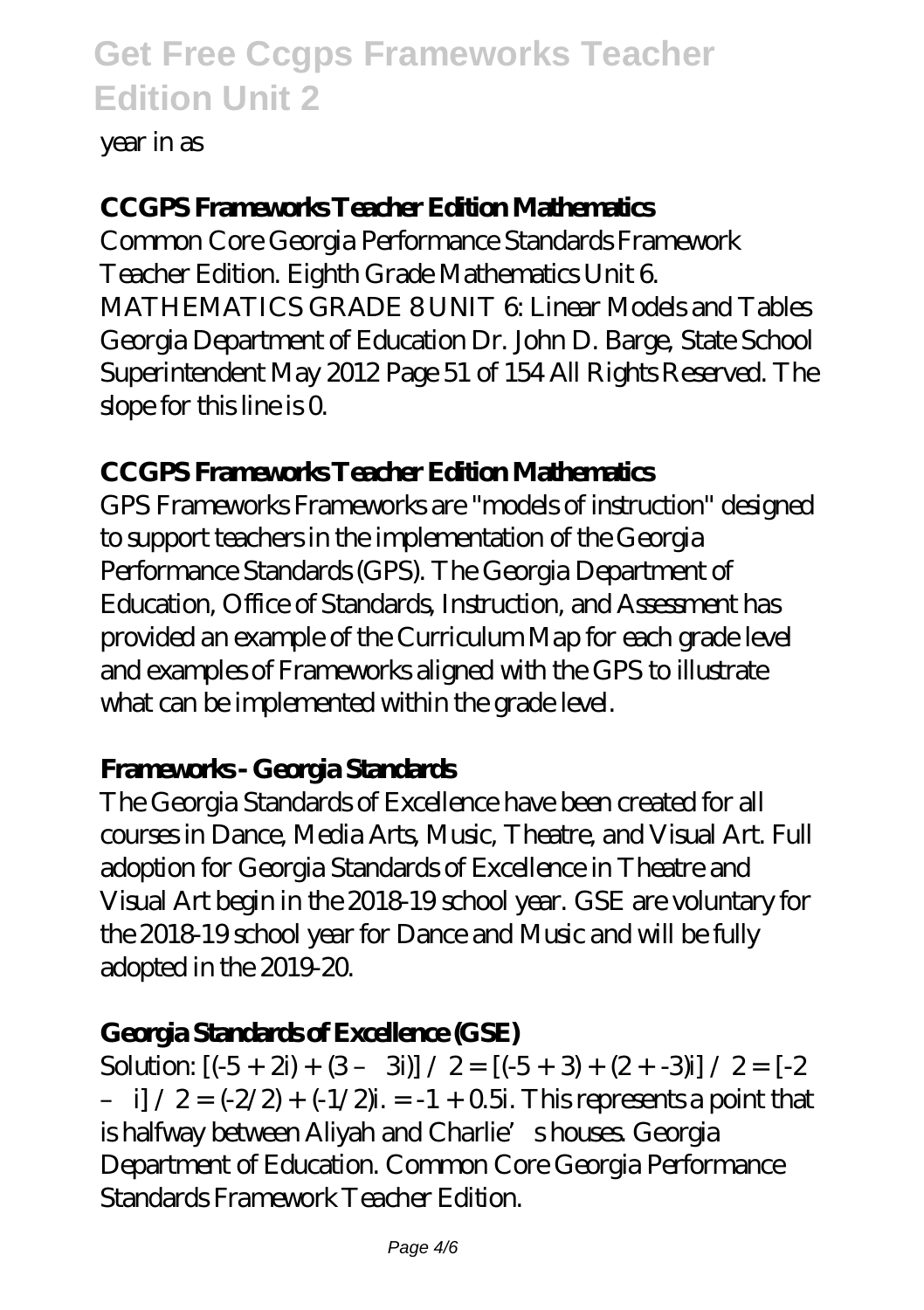year in as

### CCGPS Frameworks Teacher Edition Mathematics

Common Core Georgia Performance Standards Framework Teacher Edition. Eighth Grade Mathematics Unit 6. MATHEMATICS GRADE 8 UNIT 6: Linear Models and Tables Georgia Department of Education Dr. John D. Barge, State School Superintendent May 2012 Page 51 of 154 All Rights Reserved. The slope for this line is 0.

### CCGPS Frameworks Teacher Edition Mathematics

GPS Frameworks Frameworks are "models of instruction" designed to support teachers in the implementation of the Georgia Performance Standards (GPS). The Georgia Department of Education, Office of Standards, Instruction, and Assessment has provided an example of the Curriculum Map for each grade level and examples of Frameworks aligned with the GPS to illustrate what can be implemented within the grade level.

### Frameworks - Georgia Standards

The Georgia Standards of Excellence have been created for all courses in Dance, Media Arts, Music, Theatre, and Visual Art. Full adoption for Georgia Standards of Excellence in Theatre and Visual Art begin in the 2018-19 school year. GSE are voluntary for the 2018-19 school year for Dance and Music and will be fully adopted in the 2019-20.

### Georgia Standards of Excellence (GSE)

Solution: $[(-5 + 2i) + (3 - 3i)] / 2 = [(-5 + 3) + (2 + -3)i] / 2 = [-2 - i] / 2 = (-2/2) + (-1/2)i. = -1 + 0.5i$. This represents a point that is halfway between Aliyah and Charlie's houses. Georgia Department of Education. Common Core Georgia Performance Standards Framework Teacher Edition.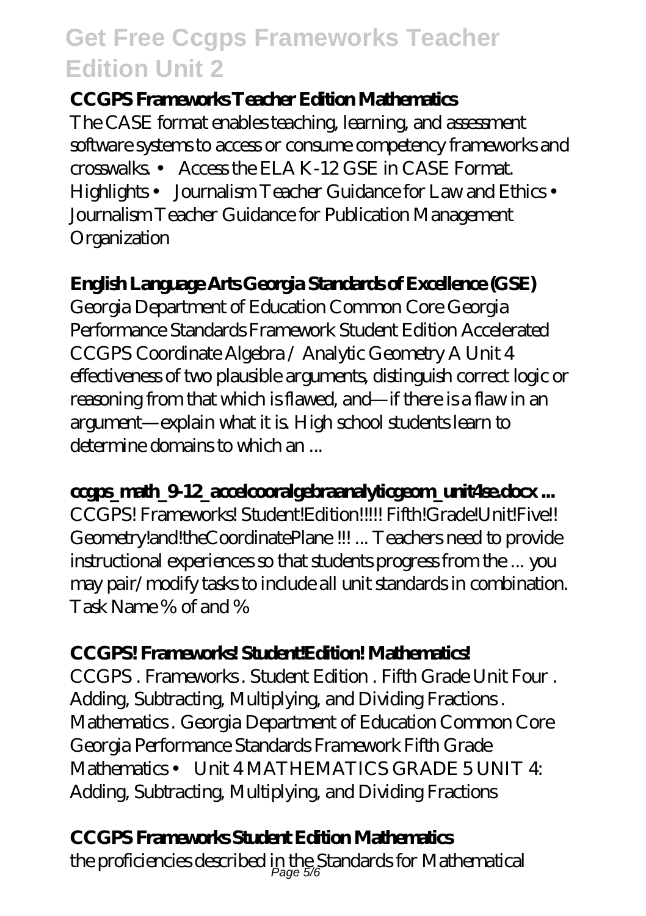### CCGPS Frameworks Teacher Edition Mathematics

The CASE format enables teaching, learning, and assessment software systems to access or consume competency frameworks and crosswalks. • Access the ELA K-12 GSE in CASE Format. Highlights • Journalism Teacher Guidance for Law and Ethics • Journalism Teacher Guidance for Publication Management Organization

### English Language Arts Georgia Standards of Excellence (GSE)

Georgia Department of Education Common Core Georgia Performance Standards Framework Student Edition Accelerated CCGPS Coordinate Algebra / Analytic Geometry A Unit 4 effectiveness of two plausible arguments, distinguish correct logic or reasoning from that which is flawed, and—if there is a flaw in an argument—explain what it is. High school students learn to determine domains to which an ...

### ccgps_math_9-12_accelcooralgebraanalyticgeom_unit4se.docx ...

CCGPS! Frameworks! Student!Edition!!!!! Fifth!Grade!Unit!Five!! Geometry!and!theCoordinatePlane !!! ... Teachers need to provide instructional experiences so that students progress from the ... you may pair/modify tasks to include all unit standards in combination. Task Name % of and %

### CCGPS! Frameworks! Student!Edition! Mathematics!

CCGPS . Frameworks . Student Edition . Fifth Grade Unit Four . Adding, Subtracting, Multiplying, and Dividing Fractions . Mathematics . Georgia Department of Education Common Core Georgia Performance Standards Framework Fifth Grade Mathematics • Unit 4 MATHEMATICS GRADE 5 UNIT 4: Adding, Subtracting, Multiplying, and Dividing Fractions

### CCGPS Frameworks Student Edition Mathematics

the proficiencies described in the Standards for Mathematical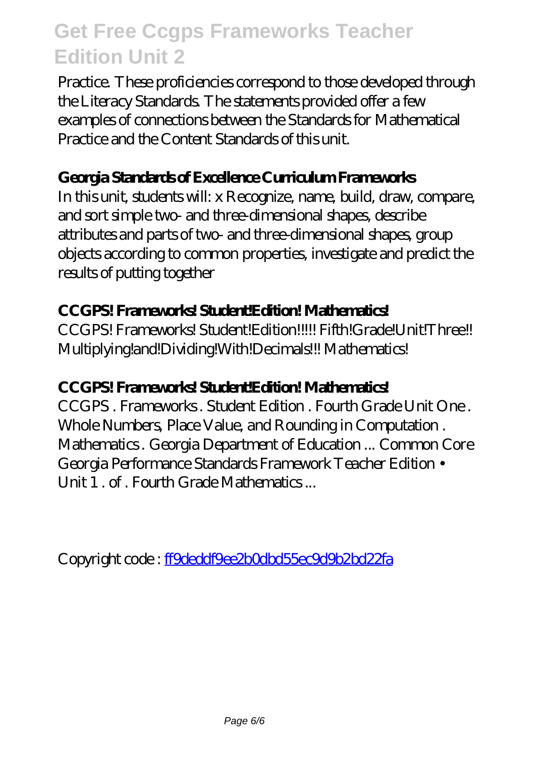Practice. These proficiencies correspond to those developed through the Literacy Standards. The statements provided offer a few examples of connections between the Standards for Mathematical Practice and the Content Standards of this unit.

**Georgia Standards of Excellence Curriculum Frameworks**

In this unit, students will: x Recognize, name, build, draw, compare, and sort simple two- and three-dimensional shapes, describe attributes and parts of two- and three-dimensional shapes, group objects according to common properties, investigate and predict the results of putting together

**CCGPS! Frameworks! Student!Edition! Mathematics!**

CCGPS! Frameworks! Student!Edition!!!!! Fifth!Grade!Unit!Three!! Multiplying!and!Dividing!With!Decimals!!! Mathematics!

**CCGPS! Frameworks! Student!Edition! Mathematics!**

CCGPS . Frameworks . Student Edition . Fourth Grade Unit One . Whole Numbers, Place Value, and Rounding in Computation . Mathematics . Georgia Department of Education ... Common Core Georgia Performance Standards Framework Teacher Edition • Unit 1 . of . Fourth Grade Mathematics ...

Copyright code : ff9deddf9ee2b0dbd55ec9d9b2bd22fa